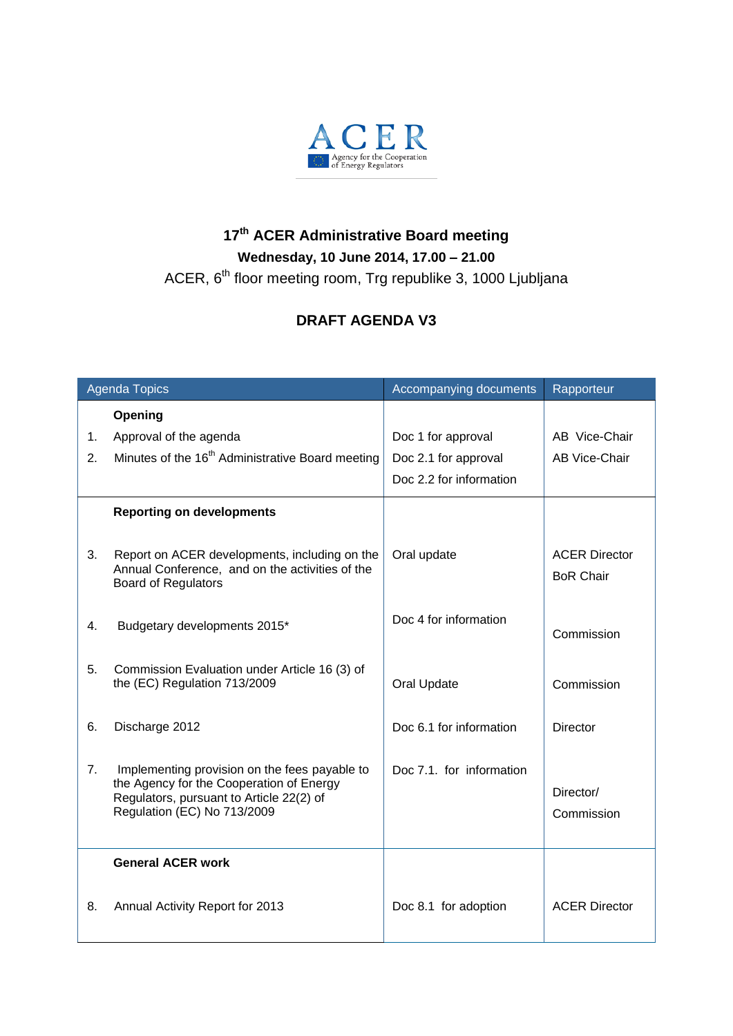ACER
Agency for the Cooperation of Energy Regulators

# 17th ACER Administrative Board meeting

**Wednesday, 10 June 2014, 17.00 – 21.00**

ACER, 6th floor meeting room, Trg republike 3, 1000 Ljubljana

## DRAFT AGENDA V3

| Agenda Topics | Accompanying documents | Rapporteur |
|---|---|---|
| **Opening** | | |
| 1. Approval of the agenda | Doc 1 for approval | AB Vice-Chair |
| 2. Minutes of the 16th Administrative Board meeting | Doc 2.1 for approval<br>Doc 2.2 for information | AB Vice-Chair |
| **Reporting on developments** | | |
| 3. Report on ACER developments, including on the Annual Conference, and on the activities of the Board of Regulators | Oral update | ACER Director<br>BoR Chair |
| 4. Budgetary developments 2015* | Doc 4 for information | Commission |
| 5. Commission Evaluation under Article 16 (3) of the (EC) Regulation 713/2009 | Oral Update | Commission |
| 6. Discharge 2012 | Doc 6.1 for information | Director |
| 7. Implementing provision on the fees payable to the Agency for the Cooperation of Energy Regulators, pursuant to Article 22(2) of Regulation (EC) No 713/2009 | Doc 7.1. for information | Director/<br>Commission |
| **General ACER work** | | |
| 8. Annual Activity Report for 2013 | Doc 8.1 for adoption | ACER Director |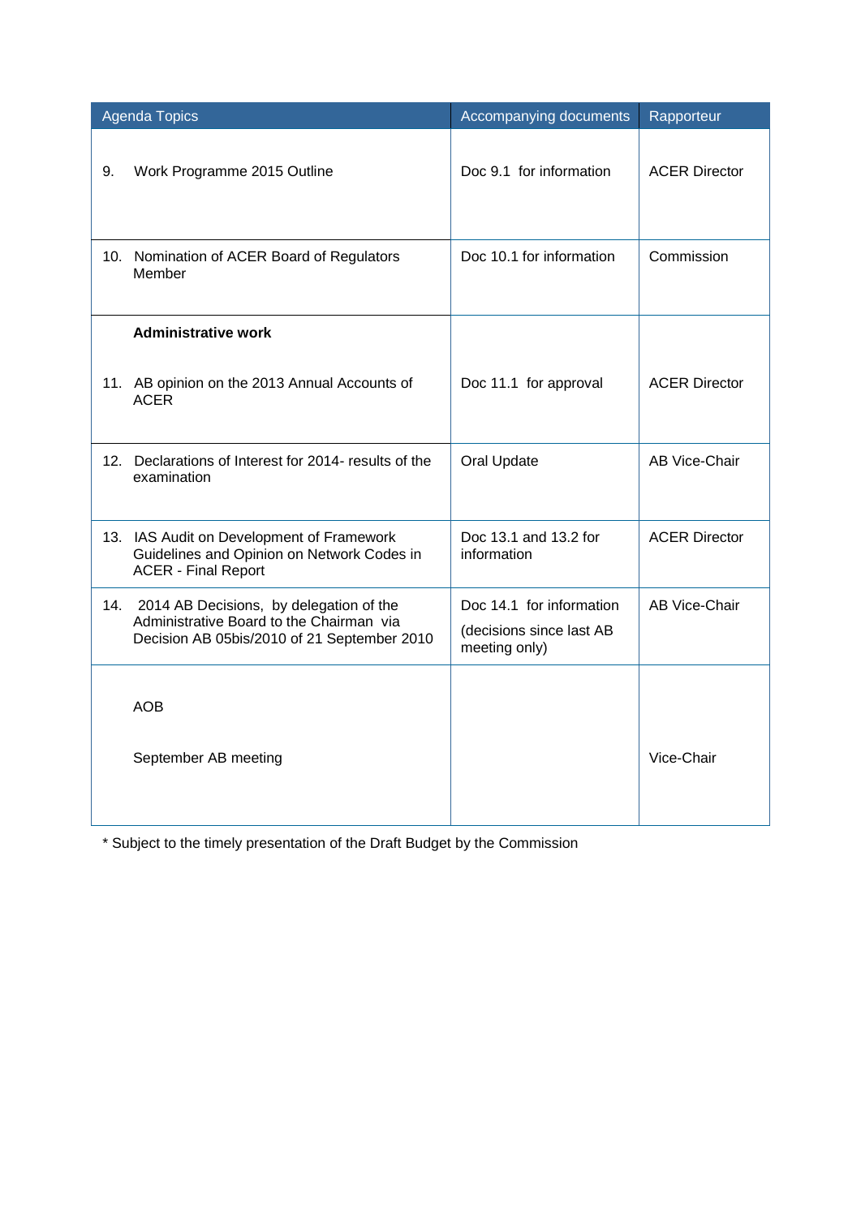| Agenda Topics | Accompanying documents | Rapporteur |
|---|---|---|
| 9. Work Programme 2015 Outline | Doc 9.1 for information | ACER Director |
| 10. Nomination of ACER Board of Regulators Member | Doc 10.1 for information | Commission |
| **Administrative work**<br><br>11. AB opinion on the 2013 Annual Accounts of ACER | Doc 11.1 for approval | ACER Director |
| 12. Declarations of Interest for 2014- results of the examination | Oral Update | AB Vice-Chair |
| 13. IAS Audit on Development of Framework Guidelines and Opinion on Network Codes in ACER - Final Report | Doc 13.1 and 13.2 for information | ACER Director |
| 14. 2014 AB Decisions, by delegation of the Administrative Board to the Chairman via Decision AB 05bis/2010 of 21 September 2010 | Doc 14.1 for information<br><br>(decisions since last AB meeting only) | AB Vice-Chair |
| AOB<br><br>September AB meeting | | Vice-Chair |

* Subject to the timely presentation of the Draft Budget by the Commission